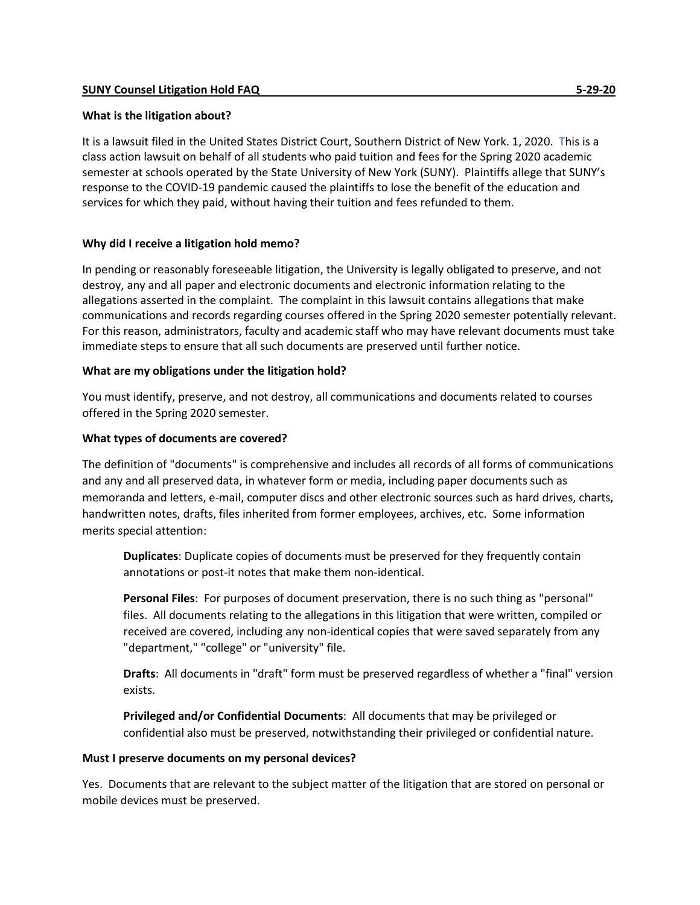**SUNY Counsel Litigation Hold FAQ 5-29-20**

**What is the litigation about?**

It is a lawsuit filed in the United States District Court, Southern District of New York. 1, 2020. This is a class action lawsuit on behalf of all students who paid tuition and fees for the Spring 2020 academic semester at schools operated by the State University of New York (SUNY). Plaintiffs allege that SUNY's response to the COVID-19 pandemic caused the plaintiffs to lose the benefit of the education and services for which they paid, without having their tuition and fees refunded to them.

**Why did I receive a litigation hold memo?**

In pending or reasonably foreseeable litigation, the University is legally obligated to preserve, and not destroy, any and all paper and electronic documents and electronic information relating to the allegations asserted in the complaint. The complaint in this lawsuit contains allegations that make communications and records regarding courses offered in the Spring 2020 semester potentially relevant. For this reason, administrators, faculty and academic staff who may have relevant documents must take immediate steps to ensure that all such documents are preserved until further notice.

**What are my obligations under the litigation hold?**

You must identify, preserve, and not destroy, all communications and documents related to courses offered in the Spring 2020 semester.

**What types of documents are covered?**

The definition of "documents" is comprehensive and includes all records of all forms of communications and any and all preserved data, in whatever form or media, including paper documents such as memoranda and letters, e-mail, computer discs and other electronic sources such as hard drives, charts, handwritten notes, drafts, files inherited from former employees, archives, etc. Some information merits special attention:

> **Duplicates**: Duplicate copies of documents must be preserved for they frequently contain annotations or post-it notes that make them non-identical.
>
> **Personal Files**: For purposes of document preservation, there is no such thing as "personal" files. All documents relating to the allegations in this litigation that were written, compiled or received are covered, including any non-identical copies that were saved separately from any "department," "college" or "university" file.
>
> **Drafts**: All documents in "draft" form must be preserved regardless of whether a "final" version exists.
>
> **Privileged and/or Confidential Documents**: All documents that may be privileged or confidential also must be preserved, notwithstanding their privileged or confidential nature.

**Must I preserve documents on my personal devices?**

Yes. Documents that are relevant to the subject matter of the litigation that are stored on personal or mobile devices must be preserved.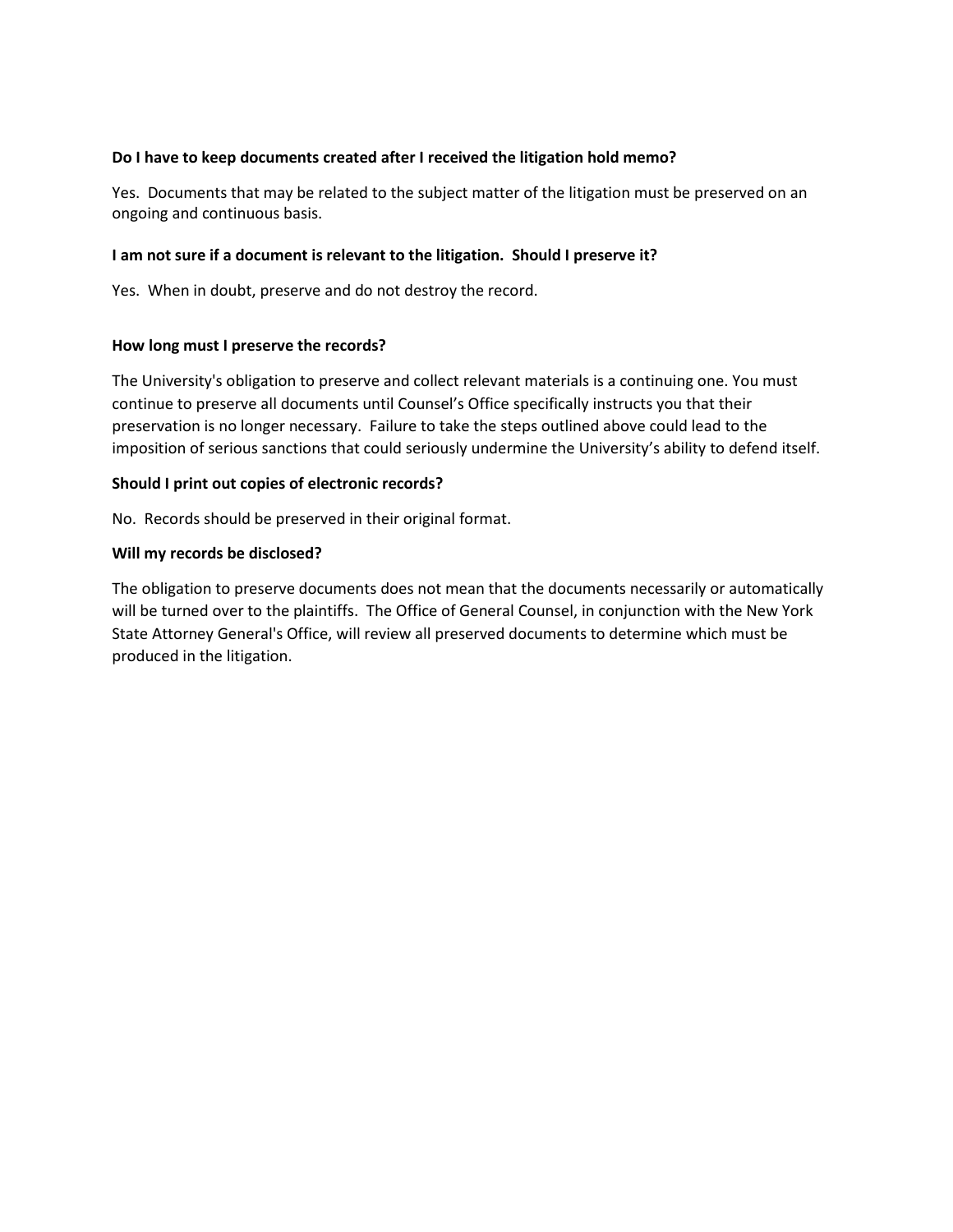**Do I have to keep documents created after I received the litigation hold memo?**

Yes. Documents that may be related to the subject matter of the litigation must be preserved on an ongoing and continuous basis.

**I am not sure if a document is relevant to the litigation. Should I preserve it?**

Yes. When in doubt, preserve and do not destroy the record.

**How long must I preserve the records?**

The University's obligation to preserve and collect relevant materials is a continuing one. You must continue to preserve all documents until Counsel's Office specifically instructs you that their preservation is no longer necessary. Failure to take the steps outlined above could lead to the imposition of serious sanctions that could seriously undermine the University's ability to defend itself.

**Should I print out copies of electronic records?**

No. Records should be preserved in their original format.

**Will my records be disclosed?**

The obligation to preserve documents does not mean that the documents necessarily or automatically will be turned over to the plaintiffs. The Office of General Counsel, in conjunction with the New York State Attorney General's Office, will review all preserved documents to determine which must be produced in the litigation.